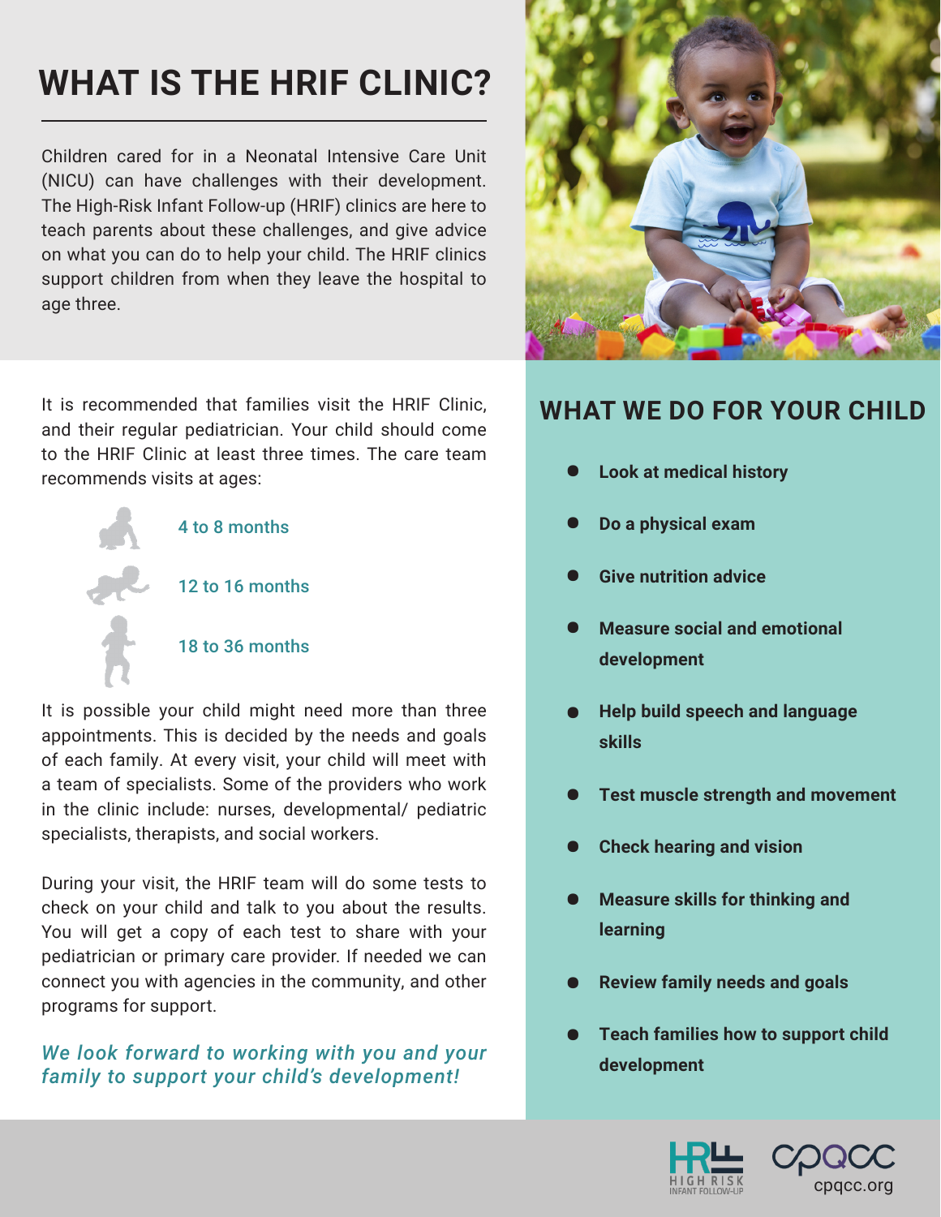# WHAT IS THE HRIF CLINIC?

Children cared for in a Neonatal Intensive Care Unit (NICU) can have challenges with their development. The High-Risk Infant Follow-up (HRIF) clinics are here to teach parents about these challenges, and give advice on what you can do to help your child. The HRIF clinics support children from when they leave the hospital to age three.

It is recommended that families visit the HRIF Clinic, and their regular pediatrician. Your child should come to the HRIF Clinic at least three times. The care team recommends visits at ages:

- 4 to 8 months
- 12 to 16 months
- 18 to 36 months

It is possible your child might need more than three appointments. This is decided by the needs and goals of each family. At every visit, your child will meet with a team of specialists. Some of the providers who work in the clinic include: nurses, developmental/ pediatric specialists, therapists, and social workers.

During your visit, the HRIF team will do some tests to check on your child and talk to you about the results. You will get a copy of each test to share with your pediatrician or primary care provider. If needed we can connect you with agencies in the community, and other programs for support.

*We look forward to working with you and your family to support your child's development!*

## WHAT WE DO FOR YOUR CHILD

- **Look at medical history**
- **Do a physical exam**
- **Give nutrition advice**
- **Measure social and emotional development**
- **Help build speech and language skills**
- **Test muscle strength and movement**
- **Check hearing and vision**
- **Measure skills for thinking and learning**
- **Review family needs and goals**
- **Teach families how to support child development**

HIGH RISK INFANT FOLLOW-UP

cpqcc.org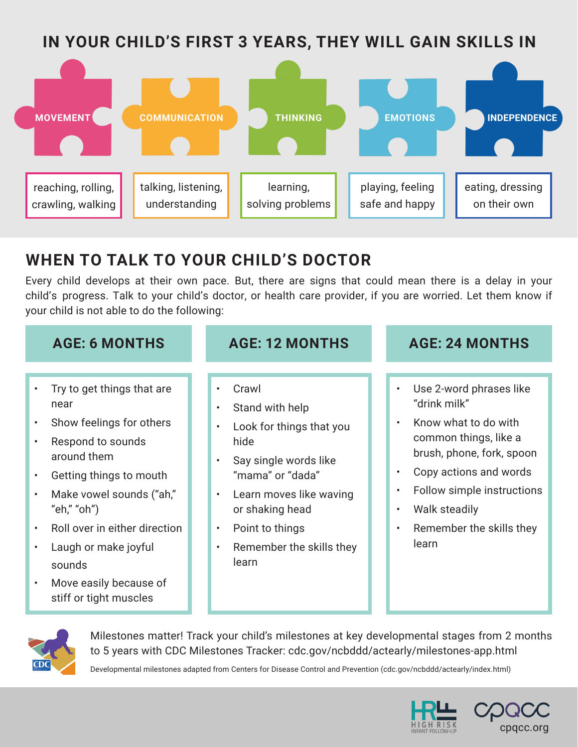## IN YOUR CHILD'S FIRST 3 YEARS, THEY WILL GAIN SKILLS IN

**MOVEMENT**
reaching, rolling, crawling, walking

**COMMUNICATION**
talking, listening, understanding

**THINKING**
learning, solving problems

**EMOTIONS**
playing, feeling safe and happy

**INDEPENDENCE**
eating, dressing on their own

## WHEN TO TALK TO YOUR CHILD'S DOCTOR

Every child develops at their own pace. But, there are signs that could mean there is a delay in your child's progress. Talk to your child's doctor, or health care provider, if you are worried. Let them know if your child is not able to do the following:

### AGE: 6 MONTHS

- Try to get things that are near
- Show feelings for others
- Respond to sounds around them
- Getting things to mouth
- Make vowel sounds ("ah," "eh," "oh")
- Roll over in either direction
- Laugh or make joyful sounds
- Move easily because of stiff or tight muscles

### AGE: 12 MONTHS

- Crawl
- Stand with help
- Look for things that you hide
- Say single words like "mama" or "dada"
- Learn moves like waving or shaking head
- Point to things
- Remember the skills they learn

### AGE: 24 MONTHS

- Use 2-word phrases like "drink milk"
- Know what to do with common things, like a brush, phone, fork, spoon
- Copy actions and words
- Follow simple instructions
- Walk steadily
- Remember the skills they learn

Milestones matter! Track your child's milestones at key developmental stages from 2 months to 5 years with CDC Milestones Tracker: cdc.gov/ncbddd/actearly/milestones-app.html

Developmental milestones adapted from Centers for Disease Control and Prevention (cdc.gov/ncbddd/actearly/index.html)

HRIF HIGH RISK INFANT FOLLOW-UP

cpqcc.org